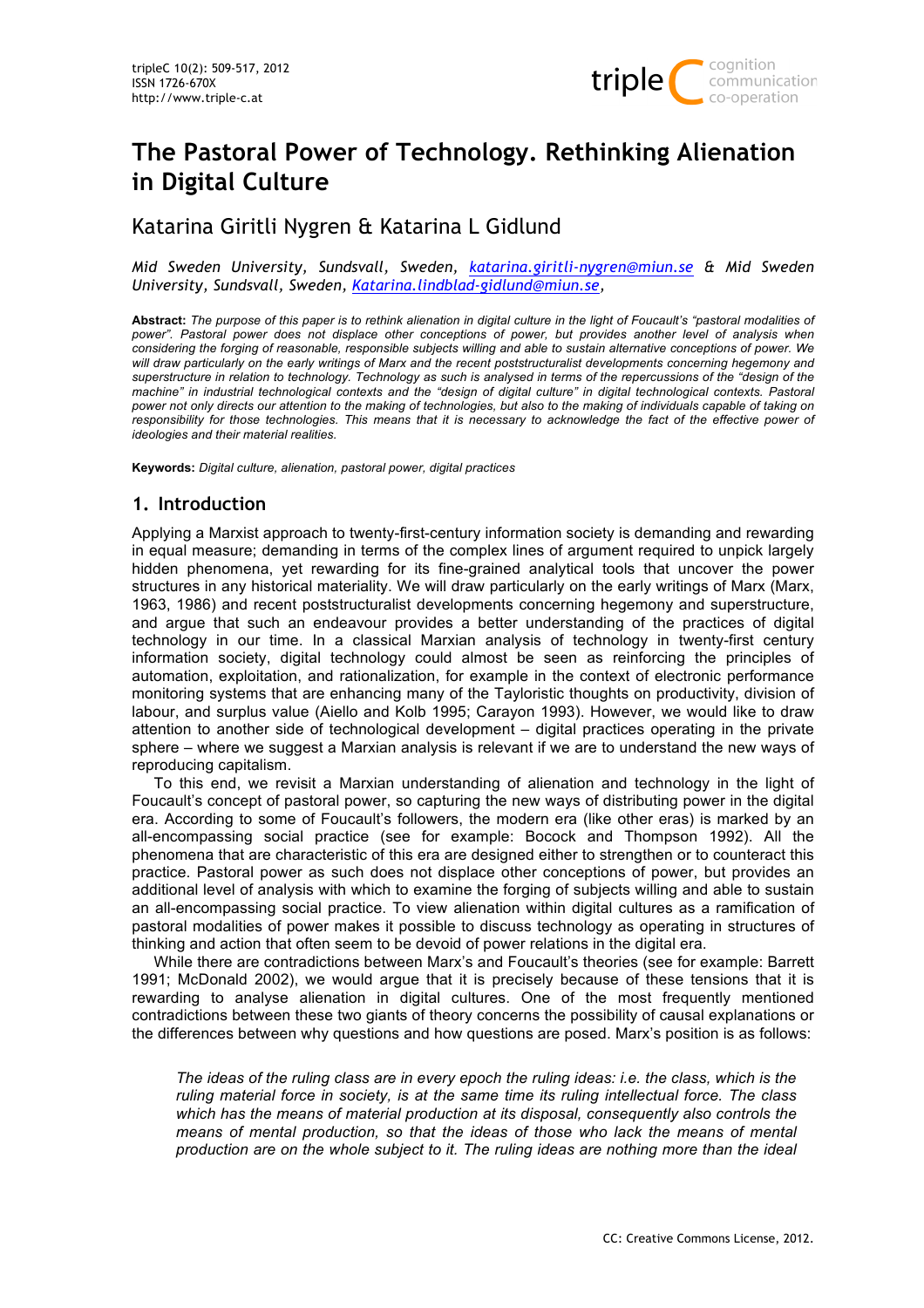# The Pastoral Power of Technology. Rethinking Alienation in Digital Culture

## Katarina Giritli Nygren & Katarina L Gidlund

*Mid Sweden University, Sundsvall, Sweden, katarina.giritli-nygren@miun.se & Mid Sweden University, Sundsvall, Sweden, Katarina.lindblad-gidlund@miun.se,*

**Abstract:** *The purpose of this paper is to rethink alienation in digital culture in the light of Foucault's "pastoral modalities of power". Pastoral power does not displace other conceptions of power, but provides another level of analysis when considering the forging of reasonable, responsible subjects willing and able to sustain alternative conceptions of power. We will draw particularly on the early writings of Marx and the recent poststructuralist developments concerning hegemony and superstructure in relation to technology. Technology as such is analysed in terms of the repercussions of the "design of the machine" in industrial technological contexts and the "design of digital culture" in digital technological contexts. Pastoral power not only directs our attention to the making of technologies, but also to the making of individuals capable of taking on responsibility for those technologies. This means that it is necessary to acknowledge the fact of the effective power of ideologies and their material realities.*

**Keywords:** *Digital culture, alienation, pastoral power, digital practices*

## 1. Introduction

Applying a Marxist approach to twenty-first-century information society is demanding and rewarding in equal measure; demanding in terms of the complex lines of argument required to unpick largely hidden phenomena, yet rewarding for its fine-grained analytical tools that uncover the power structures in any historical materiality. We will draw particularly on the early writings of Marx (Marx, 1963, 1986) and recent poststructuralist developments concerning hegemony and superstructure, and argue that such an endeavour provides a better understanding of the practices of digital technology in our time. In a classical Marxian analysis of technology in twenty-first century information society, digital technology could almost be seen as reinforcing the principles of automation, exploitation, and rationalization, for example in the context of electronic performance monitoring systems that are enhancing many of the Tayloristic thoughts on productivity, division of labour, and surplus value (Aiello and Kolb 1995; Carayon 1993). However, we would like to draw attention to another side of technological development – digital practices operating in the private sphere – where we suggest a Marxian analysis is relevant if we are to understand the new ways of reproducing capitalism.

To this end, we revisit a Marxian understanding of alienation and technology in the light of Foucault's concept of pastoral power, so capturing the new ways of distributing power in the digital era. According to some of Foucault's followers, the modern era (like other eras) is marked by an all-encompassing social practice (see for example: Bocock and Thompson 1992). All the phenomena that are characteristic of this era are designed either to strengthen or to counteract this practice. Pastoral power as such does not displace other conceptions of power, but provides an additional level of analysis with which to examine the forging of subjects willing and able to sustain an all-encompassing social practice. To view alienation within digital cultures as a ramification of pastoral modalities of power makes it possible to discuss technology as operating in structures of thinking and action that often seem to be devoid of power relations in the digital era.

While there are contradictions between Marx's and Foucault's theories (see for example: Barrett 1991; McDonald 2002), we would argue that it is precisely because of these tensions that it is rewarding to analyse alienation in digital cultures. One of the most frequently mentioned contradictions between these two giants of theory concerns the possibility of causal explanations or the differences between why questions and how questions are posed. Marx's position is as follows:

> *The ideas of the ruling class are in every epoch the ruling ideas: i.e. the class, which is the ruling material force in society, is at the same time its ruling intellectual force. The class which has the means of material production at its disposal, consequently also controls the means of mental production, so that the ideas of those who lack the means of mental production are on the whole subject to it. The ruling ideas are nothing more than the ideal*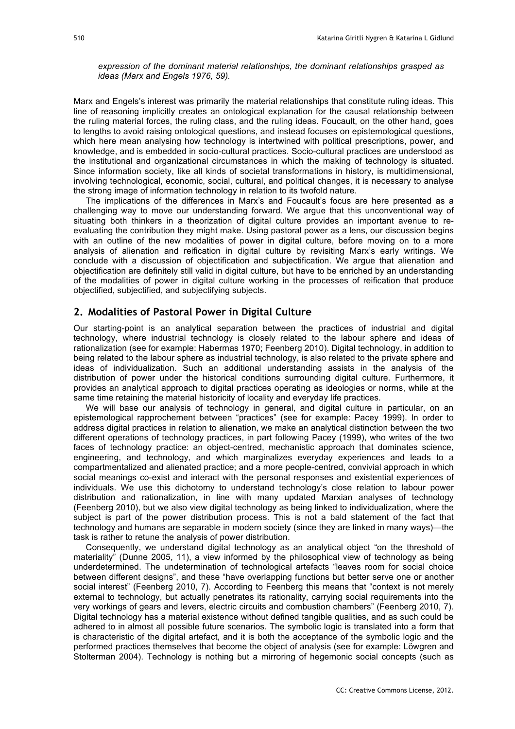*expression of the dominant material relationships, the dominant relationships grasped as ideas (Marx and Engels 1976, 59).*

Marx and Engels's interest was primarily the material relationships that constitute ruling ideas. This line of reasoning implicitly creates an ontological explanation for the causal relationship between the ruling material forces, the ruling class, and the ruling ideas. Foucault, on the other hand, goes to lengths to avoid raising ontological questions, and instead focuses on epistemological questions, which here mean analysing how technology is intertwined with political prescriptions, power, and knowledge, and is embedded in socio-cultural practices. Socio-cultural practices are understood as the institutional and organizational circumstances in which the making of technology is situated. Since information society, like all kinds of societal transformations in history, is multidimensional, involving technological, economic, social, cultural, and political changes, it is necessary to analyse the strong image of information technology in relation to its twofold nature.

The implications of the differences in Marx's and Foucault's focus are here presented as a challenging way to move our understanding forward. We argue that this unconventional way of situating both thinkers in a theorization of digital culture provides an important avenue to re-evaluating the contribution they might make. Using pastoral power as a lens, our discussion begins with an outline of the new modalities of power in digital culture, before moving on to a more analysis of alienation and reification in digital culture by revisiting Marx's early writings. We conclude with a discussion of objectification and subjectification. We argue that alienation and objectification are definitely still valid in digital culture, but have to be enriched by an understanding of the modalities of power in digital culture working in the processes of reification that produce objectified, subjectified, and subjectifying subjects.

## 2. Modalities of Pastoral Power in Digital Culture

Our starting-point is an analytical separation between the practices of industrial and digital technology, where industrial technology is closely related to the labour sphere and ideas of rationalization (see for example: Habermas 1970; Feenberg 2010). Digital technology, in addition to being related to the labour sphere as industrial technology, is also related to the private sphere and ideas of individualization. Such an additional understanding assists in the analysis of the distribution of power under the historical conditions surrounding digital culture. Furthermore, it provides an analytical approach to digital practices operating as ideologies or norms, while at the same time retaining the material historicity of locality and everyday life practices.

We will base our analysis of technology in general, and digital culture in particular, on an epistemological rapprochement between "practices" (see for example: Pacey 1999). In order to address digital practices in relation to alienation, we make an analytical distinction between the two different operations of technology practices, in part following Pacey (1999), who writes of the two faces of technology practice: an object-centred, mechanistic approach that dominates science, engineering, and technology, and which marginalizes everyday experiences and leads to a compartmentalized and alienated practice; and a more people-centred, convivial approach in which social meanings co-exist and interact with the personal responses and existential experiences of individuals. We use this dichotomy to understand technology's close relation to labour power distribution and rationalization, in line with many updated Marxian analyses of technology (Feenberg 2010), but we also view digital technology as being linked to individualization, where the subject is part of the power distribution process. This is not a bald statement of the fact that technology and humans are separable in modern society (since they are linked in many ways)—the task is rather to retune the analysis of power distribution.

Consequently, we understand digital technology as an analytical object "on the threshold of materiality" (Dunne 2005, 11), a view informed by the philosophical view of technology as being underdetermined. The undetermination of technological artefacts "leaves room for social choice between different designs", and these "have overlapping functions but better serve one or another social interest" (Feenberg 2010, 7). According to Feenberg this means that "context is not merely external to technology, but actually penetrates its rationality, carrying social requirements into the very workings of gears and levers, electric circuits and combustion chambers" (Feenberg 2010, 7). Digital technology has a material existence without defined tangible qualities, and as such could be adhered to in almost all possible future scenarios. The symbolic logic is translated into a form that is characteristic of the digital artefact, and it is both the acceptance of the symbolic logic and the performed practices themselves that become the object of analysis (see for example: Löwgren and Stolterman 2004). Technology is nothing but a mirroring of hegemonic social concepts (such as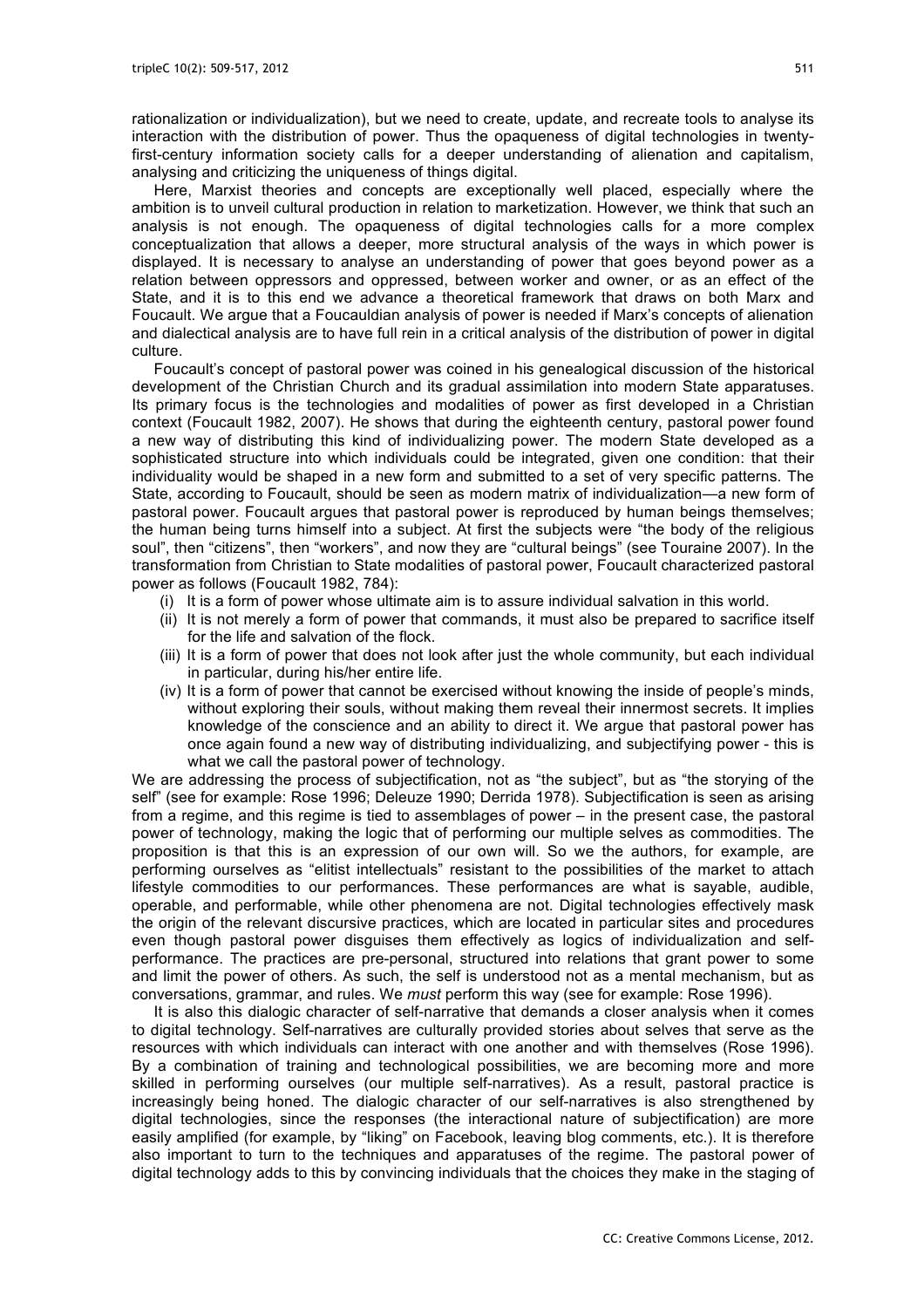rationalization or individualization), but we need to create, update, and recreate tools to analyse its interaction with the distribution of power. Thus the opaqueness of digital technologies in twenty-first-century information society calls for a deeper understanding of alienation and capitalism, analysing and criticizing the uniqueness of things digital.

Here, Marxist theories and concepts are exceptionally well placed, especially where the ambition is to unveil cultural production in relation to marketization. However, we think that such an analysis is not enough. The opaqueness of digital technologies calls for a more complex conceptualization that allows a deeper, more structural analysis of the ways in which power is displayed. It is necessary to analyse an understanding of power that goes beyond power as a relation between oppressors and oppressed, between worker and owner, or as an effect of the State, and it is to this end we advance a theoretical framework that draws on both Marx and Foucault. We argue that a Foucauldian analysis of power is needed if Marx's concepts of alienation and dialectical analysis are to have full rein in a critical analysis of the distribution of power in digital culture.

Foucault's concept of pastoral power was coined in his genealogical discussion of the historical development of the Christian Church and its gradual assimilation into modern State apparatuses. Its primary focus is the technologies and modalities of power as first developed in a Christian context (Foucault 1982, 2007). He shows that during the eighteenth century, pastoral power found a new way of distributing this kind of individualizing power. The modern State developed as a sophisticated structure into which individuals could be integrated, given one condition: that their individuality would be shaped in a new form and submitted to a set of very specific patterns. The State, according to Foucault, should be seen as modern matrix of individualization—a new form of pastoral power. Foucault argues that pastoral power is reproduced by human beings themselves; the human being turns himself into a subject. At first the subjects were "the body of the religious soul", then "citizens", then "workers", and now they are "cultural beings" (see Touraine 2007). In the transformation from Christian to State modalities of pastoral power, Foucault characterized pastoral power as follows (Foucault 1982, 784):

- (i) It is a form of power whose ultimate aim is to assure individual salvation in this world.
- (ii) It is not merely a form of power that commands, it must also be prepared to sacrifice itself for the life and salvation of the flock.
- (iii) It is a form of power that does not look after just the whole community, but each individual in particular, during his/her entire life.
- (iv) It is a form of power that cannot be exercised without knowing the inside of people's minds, without exploring their souls, without making them reveal their innermost secrets. It implies knowledge of the conscience and an ability to direct it. We argue that pastoral power has once again found a new way of distributing individualizing, and subjectifying power - this is what we call the pastoral power of technology.

We are addressing the process of subjectification, not as "the subject", but as "the storying of the self" (see for example: Rose 1996; Deleuze 1990; Derrida 1978). Subjectification is seen as arising from a regime, and this regime is tied to assemblages of power – in the present case, the pastoral power of technology, making the logic that of performing our multiple selves as commodities. The proposition is that this is an expression of our own will. So we the authors, for example, are performing ourselves as "elitist intellectuals" resistant to the possibilities of the market to attach lifestyle commodities to our performances. These performances are what is sayable, audible, operable, and performable, while other phenomena are not. Digital technologies effectively mask the origin of the relevant discursive practices, which are located in particular sites and procedures even though pastoral power disguises them effectively as logics of individualization and self-performance. The practices are pre-personal, structured into relations that grant power to some and limit the power of others. As such, the self is understood not as a mental mechanism, but as conversations, grammar, and rules. We *must* perform this way (see for example: Rose 1996).

It is also this dialogic character of self-narrative that demands a closer analysis when it comes to digital technology. Self-narratives are culturally provided stories about selves that serve as the resources with which individuals can interact with one another and with themselves (Rose 1996). By a combination of training and technological possibilities, we are becoming more and more skilled in performing ourselves (our multiple self-narratives). As a result, pastoral practice is increasingly being honed. The dialogic character of our self-narratives is also strengthened by digital technologies, since the responses (the interactional nature of subjectification) are more easily amplified (for example, by "liking" on Facebook, leaving blog comments, etc.). It is therefore also important to turn to the techniques and apparatuses of the regime. The pastoral power of digital technology adds to this by convincing individuals that the choices they make in the staging of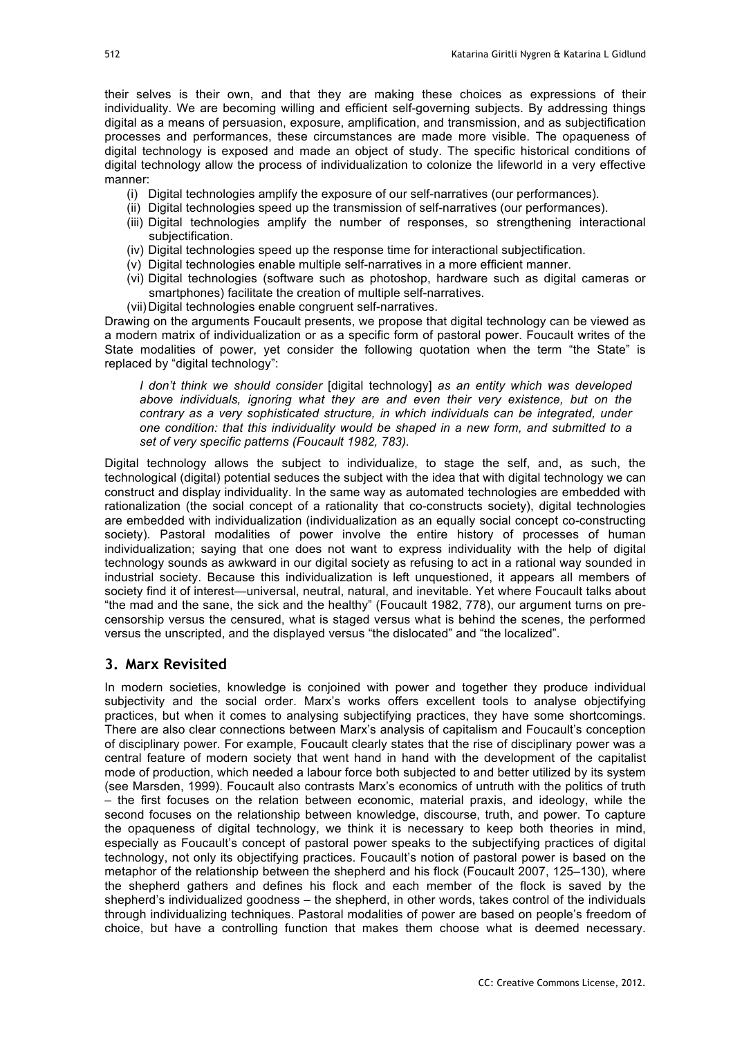their selves is their own, and that they are making these choices as expressions of their individuality. We are becoming willing and efficient self-governing subjects. By addressing things digital as a means of persuasion, exposure, amplification, and transmission, and as subjectification processes and performances, these circumstances are made more visible. The opaqueness of digital technology is exposed and made an object of study. The specific historical conditions of digital technology allow the process of individualization to colonize the lifeworld in a very effective manner:

(i) Digital technologies amplify the exposure of our self-narratives (our performances).
(ii) Digital technologies speed up the transmission of self-narratives (our performances).
(iii) Digital technologies amplify the number of responses, so strengthening interactional subjectification.
(iv) Digital technologies speed up the response time for interactional subjectification.
(v) Digital technologies enable multiple self-narratives in a more efficient manner.
(vi) Digital technologies (software such as photoshop, hardware such as digital cameras or smartphones) facilitate the creation of multiple self-narratives.
(vii) Digital technologies enable congruent self-narratives.

Drawing on the arguments Foucault presents, we propose that digital technology can be viewed as a modern matrix of individualization or as a specific form of pastoral power. Foucault writes of the State modalities of power, yet consider the following quotation when the term "the State" is replaced by "digital technology":

> *I don't think we should consider* [digital technology] *as an entity which was developed above individuals, ignoring what they are and even their very existence, but on the contrary as a very sophisticated structure, in which individuals can be integrated, under one condition: that this individuality would be shaped in a new form, and submitted to a set of very specific patterns (Foucault 1982, 783).*

Digital technology allows the subject to individualize, to stage the self, and, as such, the technological (digital) potential seduces the subject with the idea that with digital technology we can construct and display individuality. In the same way as automated technologies are embedded with rationalization (the social concept of a rationality that co-constructs society), digital technologies are embedded with individualization (individualization as an equally social concept co-constructing society). Pastoral modalities of power involve the entire history of processes of human individualization; saying that one does not want to express individuality with the help of digital technology sounds as awkward in our digital society as refusing to act in a rational way sounded in industrial society. Because this individualization is left unquestioned, it appears all members of society find it of interest—universal, neutral, natural, and inevitable. Yet where Foucault talks about "the mad and the sane, the sick and the healthy" (Foucault 1982, 778), our argument turns on pre-censorship versus the censured, what is staged versus what is behind the scenes, the performed versus the unscripted, and the displayed versus "the dislocated" and "the localized".

## 3. Marx Revisited

In modern societies, knowledge is conjoined with power and together they produce individual subjectivity and the social order. Marx's works offers excellent tools to analyse objectifying practices, but when it comes to analysing subjectifying practices, they have some shortcomings. There are also clear connections between Marx's analysis of capitalism and Foucault's conception of disciplinary power. For example, Foucault clearly states that the rise of disciplinary power was a central feature of modern society that went hand in hand with the development of the capitalist mode of production, which needed a labour force both subjected to and better utilized by its system (see Marsden, 1999). Foucault also contrasts Marx's economics of untruth with the politics of truth – the first focuses on the relation between economic, material praxis, and ideology, while the second focuses on the relationship between knowledge, discourse, truth, and power. To capture the opaqueness of digital technology, we think it is necessary to keep both theories in mind, especially as Foucault's concept of pastoral power speaks to the subjectifying practices of digital technology, not only its objectifying practices. Foucault's notion of pastoral power is based on the metaphor of the relationship between the shepherd and his flock (Foucault 2007, 125–130), where the shepherd gathers and defines his flock and each member of the flock is saved by the shepherd's individualized goodness – the shepherd, in other words, takes control of the individuals through individualizing techniques. Pastoral modalities of power are based on people's freedom of choice, but have a controlling function that makes them choose what is deemed necessary.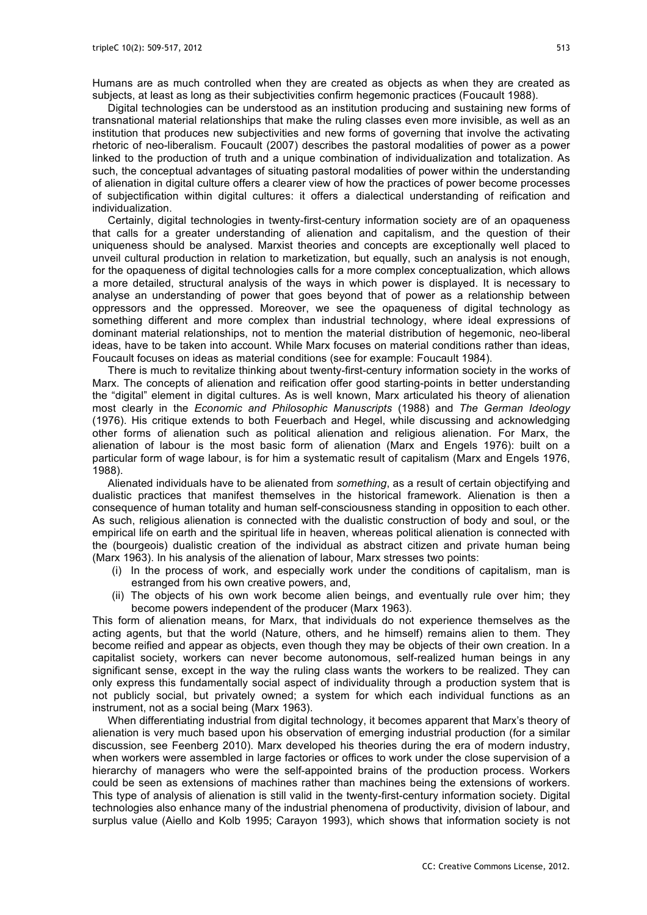Humans are as much controlled when they are created as objects as when they are created as subjects, at least as long as their subjectivities confirm hegemonic practices (Foucault 1988).

Digital technologies can be understood as an institution producing and sustaining new forms of transnational material relationships that make the ruling classes even more invisible, as well as an institution that produces new subjectivities and new forms of governing that involve the activating rhetoric of neo-liberalism. Foucault (2007) describes the pastoral modalities of power as a power linked to the production of truth and a unique combination of individualization and totalization. As such, the conceptual advantages of situating pastoral modalities of power within the understanding of alienation in digital culture offers a clearer view of how the practices of power become processes of subjectification within digital cultures: it offers a dialectical understanding of reification and individualization.

Certainly, digital technologies in twenty-first-century information society are of an opaqueness that calls for a greater understanding of alienation and capitalism, and the question of their uniqueness should be analysed. Marxist theories and concepts are exceptionally well placed to unveil cultural production in relation to marketization, but equally, such an analysis is not enough, for the opaqueness of digital technologies calls for a more complex conceptualization, which allows a more detailed, structural analysis of the ways in which power is displayed. It is necessary to analyse an understanding of power that goes beyond that of power as a relationship between oppressors and the oppressed. Moreover, we see the opaqueness of digital technology as something different and more complex than industrial technology, where ideal expressions of dominant material relationships, not to mention the material distribution of hegemonic, neo-liberal ideas, have to be taken into account. While Marx focuses on material conditions rather than ideas, Foucault focuses on ideas as material conditions (see for example: Foucault 1984).

There is much to revitalize thinking about twenty-first-century information society in the works of Marx. The concepts of alienation and reification offer good starting-points in better understanding the "digital" element in digital cultures. As is well known, Marx articulated his theory of alienation most clearly in the *Economic and Philosophic Manuscripts* (1988) and *The German Ideology* (1976). His critique extends to both Feuerbach and Hegel, while discussing and acknowledging other forms of alienation such as political alienation and religious alienation. For Marx, the alienation of labour is the most basic form of alienation (Marx and Engels 1976): built on a particular form of wage labour, is for him a systematic result of capitalism (Marx and Engels 1976, 1988).

Alienated individuals have to be alienated from *something*, as a result of certain objectifying and dualistic practices that manifest themselves in the historical framework. Alienation is then a consequence of human totality and human self-consciousness standing in opposition to each other. As such, religious alienation is connected with the dualistic construction of body and soul, or the empirical life on earth and the spiritual life in heaven, whereas political alienation is connected with the (bourgeois) dualistic creation of the individual as abstract citizen and private human being (Marx 1963). In his analysis of the alienation of labour, Marx stresses two points:

(i) In the process of work, and especially work under the conditions of capitalism, man is estranged from his own creative powers, and,
(ii) The objects of his own work become alien beings, and eventually rule over him; they become powers independent of the producer (Marx 1963).

This form of alienation means, for Marx, that individuals do not experience themselves as the acting agents, but that the world (Nature, others, and he himself) remains alien to them. They become reified and appear as objects, even though they may be objects of their own creation. In a capitalist society, workers can never become autonomous, self-realized human beings in any significant sense, except in the way the ruling class wants the workers to be realized. They can only express this fundamentally social aspect of individuality through a production system that is not publicly social, but privately owned; a system for which each individual functions as an instrument, not as a social being (Marx 1963).

When differentiating industrial from digital technology, it becomes apparent that Marx's theory of alienation is very much based upon his observation of emerging industrial production (for a similar discussion, see Feenberg 2010). Marx developed his theories during the era of modern industry, when workers were assembled in large factories or offices to work under the close supervision of a hierarchy of managers who were the self-appointed brains of the production process. Workers could be seen as extensions of machines rather than machines being the extensions of workers. This type of analysis of alienation is still valid in the twenty-first-century information society. Digital technologies also enhance many of the industrial phenomena of productivity, division of labour, and surplus value (Aiello and Kolb 1995; Carayon 1993), which shows that information society is not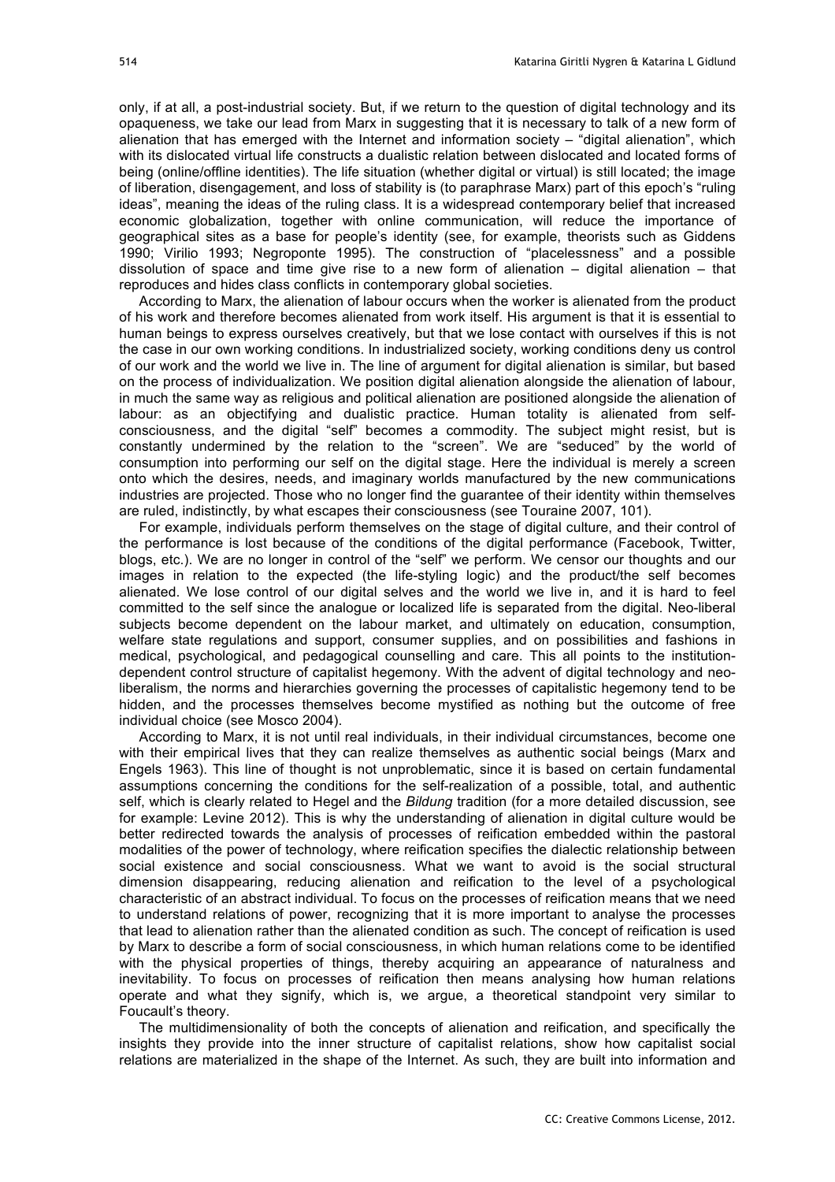only, if at all, a post-industrial society. But, if we return to the question of digital technology and its opaqueness, we take our lead from Marx in suggesting that it is necessary to talk of a new form of alienation that has emerged with the Internet and information society – "digital alienation", which with its dislocated virtual life constructs a dualistic relation between dislocated and located forms of being (online/offline identities). The life situation (whether digital or virtual) is still located; the image of liberation, disengagement, and loss of stability is (to paraphrase Marx) part of this epoch's "ruling ideas", meaning the ideas of the ruling class. It is a widespread contemporary belief that increased economic globalization, together with online communication, will reduce the importance of geographical sites as a base for people's identity (see, for example, theorists such as Giddens 1990; Virilio 1993; Negroponte 1995). The construction of "placelessness" and a possible dissolution of space and time give rise to a new form of alienation – digital alienation – that reproduces and hides class conflicts in contemporary global societies.

According to Marx, the alienation of labour occurs when the worker is alienated from the product of his work and therefore becomes alienated from work itself. His argument is that it is essential to human beings to express ourselves creatively, but that we lose contact with ourselves if this is not the case in our own working conditions. In industrialized society, working conditions deny us control of our work and the world we live in. The line of argument for digital alienation is similar, but based on the process of individualization. We position digital alienation alongside the alienation of labour, in much the same way as religious and political alienation are positioned alongside the alienation of labour: as an objectifying and dualistic practice. Human totality is alienated from self-consciousness, and the digital "self" becomes a commodity. The subject might resist, but is constantly undermined by the relation to the "screen". We are "seduced" by the world of consumption into performing our self on the digital stage. Here the individual is merely a screen onto which the desires, needs, and imaginary worlds manufactured by the new communications industries are projected. Those who no longer find the guarantee of their identity within themselves are ruled, indistinctly, by what escapes their consciousness (see Touraine 2007, 101).

For example, individuals perform themselves on the stage of digital culture, and their control of the performance is lost because of the conditions of the digital performance (Facebook, Twitter, blogs, etc.). We are no longer in control of the "self" we perform. We censor our thoughts and our images in relation to the expected (the life-styling logic) and the product/the self becomes alienated. We lose control of our digital selves and the world we live in, and it is hard to feel committed to the self since the analogue or localized life is separated from the digital. Neo-liberal subjects become dependent on the labour market, and ultimately on education, consumption, welfare state regulations and support, consumer supplies, and on possibilities and fashions in medical, psychological, and pedagogical counselling and care. This all points to the institution-dependent control structure of capitalist hegemony. With the advent of digital technology and neo-liberalism, the norms and hierarchies governing the processes of capitalistic hegemony tend to be hidden, and the processes themselves become mystified as nothing but the outcome of free individual choice (see Mosco 2004).

According to Marx, it is not until real individuals, in their individual circumstances, become one with their empirical lives that they can realize themselves as authentic social beings (Marx and Engels 1963). This line of thought is not unproblematic, since it is based on certain fundamental assumptions concerning the conditions for the self-realization of a possible, total, and authentic self, which is clearly related to Hegel and the *Bildung* tradition (for a more detailed discussion, see for example: Levine 2012). This is why the understanding of alienation in digital culture would be better redirected towards the analysis of processes of reification embedded within the pastoral modalities of the power of technology, where reification specifies the dialectic relationship between social existence and social consciousness. What we want to avoid is the social structural dimension disappearing, reducing alienation and reification to the level of a psychological characteristic of an abstract individual. To focus on the processes of reification means that we need to understand relations of power, recognizing that it is more important to analyse the processes that lead to alienation rather than the alienated condition as such. The concept of reification is used by Marx to describe a form of social consciousness, in which human relations come to be identified with the physical properties of things, thereby acquiring an appearance of naturalness and inevitability. To focus on processes of reification then means analysing how human relations operate and what they signify, which is, we argue, a theoretical standpoint very similar to Foucault's theory.

The multidimensionality of both the concepts of alienation and reification, and specifically the insights they provide into the inner structure of capitalist relations, show how capitalist social relations are materialized in the shape of the Internet. As such, they are built into information and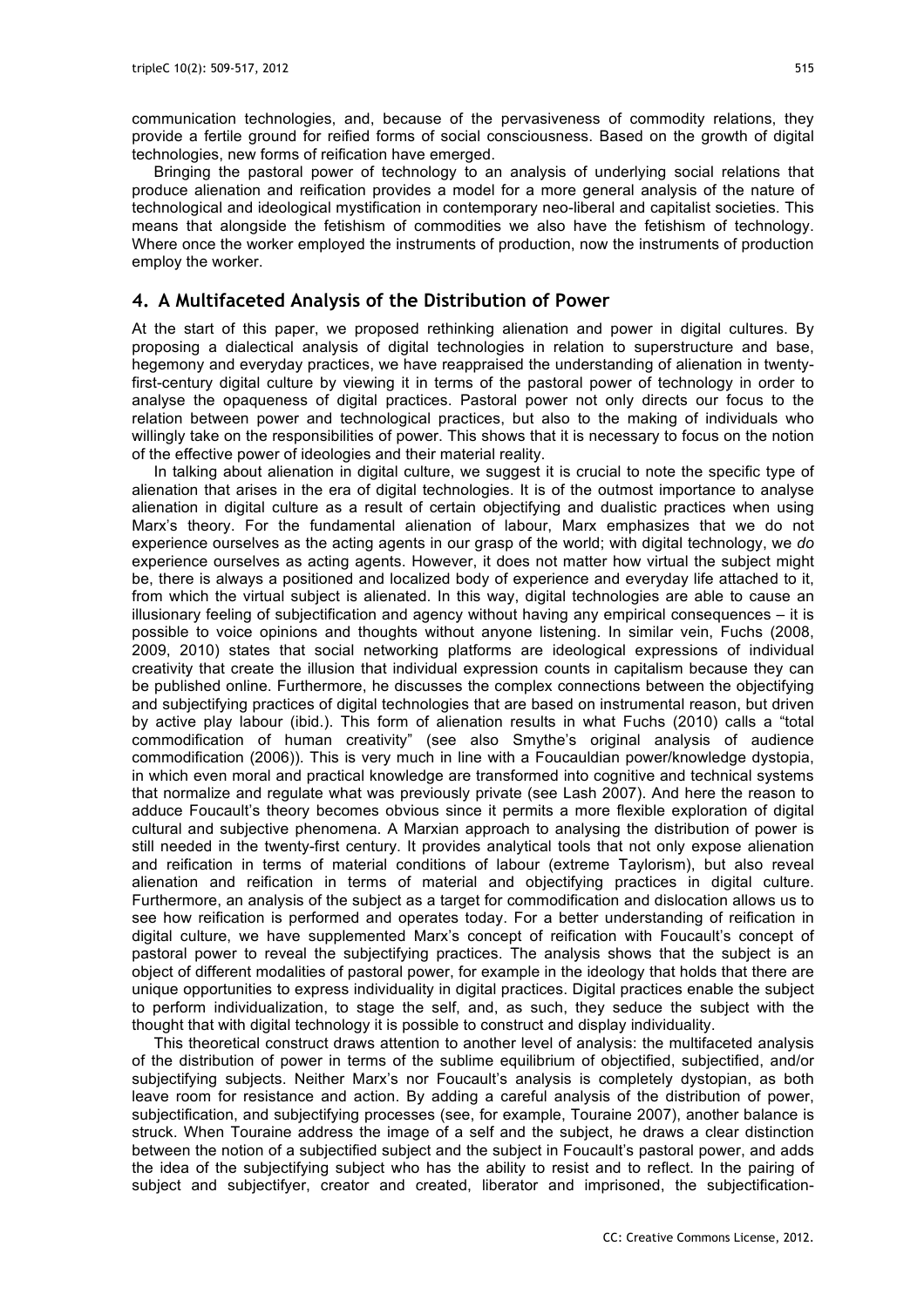communication technologies, and, because of the pervasiveness of commodity relations, they provide a fertile ground for reified forms of social consciousness. Based on the growth of digital technologies, new forms of reification have emerged.

Bringing the pastoral power of technology to an analysis of underlying social relations that produce alienation and reification provides a model for a more general analysis of the nature of technological and ideological mystification in contemporary neo-liberal and capitalist societies. This means that alongside the fetishism of commodities we also have the fetishism of technology. Where once the worker employed the instruments of production, now the instruments of production employ the worker.

## 4. A Multifaceted Analysis of the Distribution of Power

At the start of this paper, we proposed rethinking alienation and power in digital cultures. By proposing a dialectical analysis of digital technologies in relation to superstructure and base, hegemony and everyday practices, we have reappraised the understanding of alienation in twenty-first-century digital culture by viewing it in terms of the pastoral power of technology in order to analyse the opaqueness of digital practices. Pastoral power not only directs our focus to the relation between power and technological practices, but also to the making of individuals who willingly take on the responsibilities of power. This shows that it is necessary to focus on the notion of the effective power of ideologies and their material reality.

In talking about alienation in digital culture, we suggest it is crucial to note the specific type of alienation that arises in the era of digital technologies. It is of the outmost importance to analyse alienation in digital culture as a result of certain objectifying and dualistic practices when using Marx's theory. For the fundamental alienation of labour, Marx emphasizes that we do not experience ourselves as the acting agents in our grasp of the world; with digital technology, we *do* experience ourselves as acting agents. However, it does not matter how virtual the subject might be, there is always a positioned and localized body of experience and everyday life attached to it, from which the virtual subject is alienated. In this way, digital technologies are able to cause an illusionary feeling of subjectification and agency without having any empirical consequences – it is possible to voice opinions and thoughts without anyone listening. In similar vein, Fuchs (2008, 2009, 2010) states that social networking platforms are ideological expressions of individual creativity that create the illusion that individual expression counts in capitalism because they can be published online. Furthermore, he discusses the complex connections between the objectifying and subjectifying practices of digital technologies that are based on instrumental reason, but driven by active play labour (ibid.). This form of alienation results in what Fuchs (2010) calls a "total commodification of human creativity" (see also Smythe's original analysis of audience commodification (2006)). This is very much in line with a Foucauldian power/knowledge dystopia, in which even moral and practical knowledge are transformed into cognitive and technical systems that normalize and regulate what was previously private (see Lash 2007). And here the reason to adduce Foucault's theory becomes obvious since it permits a more flexible exploration of digital cultural and subjective phenomena. A Marxian approach to analysing the distribution of power is still needed in the twenty-first century. It provides analytical tools that not only expose alienation and reification in terms of material conditions of labour (extreme Taylorism), but also reveal alienation and reification in terms of material and objectifying practices in digital culture. Furthermore, an analysis of the subject as a target for commodification and dislocation allows us to see how reification is performed and operates today. For a better understanding of reification in digital culture, we have supplemented Marx's concept of reification with Foucault's concept of pastoral power to reveal the subjectifying practices. The analysis shows that the subject is an object of different modalities of pastoral power, for example in the ideology that holds that there are unique opportunities to express individuality in digital practices. Digital practices enable the subject to perform individualization, to stage the self, and, as such, they seduce the subject with the thought that with digital technology it is possible to construct and display individuality.

This theoretical construct draws attention to another level of analysis: the multifaceted analysis of the distribution of power in terms of the sublime equilibrium of objectified, subjectified, and/or subjectifying subjects. Neither Marx's nor Foucault's analysis is completely dystopian, as both leave room for resistance and action. By adding a careful analysis of the distribution of power, subjectification, and subjectifying processes (see, for example, Touraine 2007), another balance is struck. When Touraine address the image of a self and the subject, he draws a clear distinction between the notion of a subjectified subject and the subject in Foucault's pastoral power, and adds the idea of the subjectifying subject who has the ability to resist and to reflect. In the pairing of subject and subjectifyer, creator and created, liberator and imprisoned, the subjectification-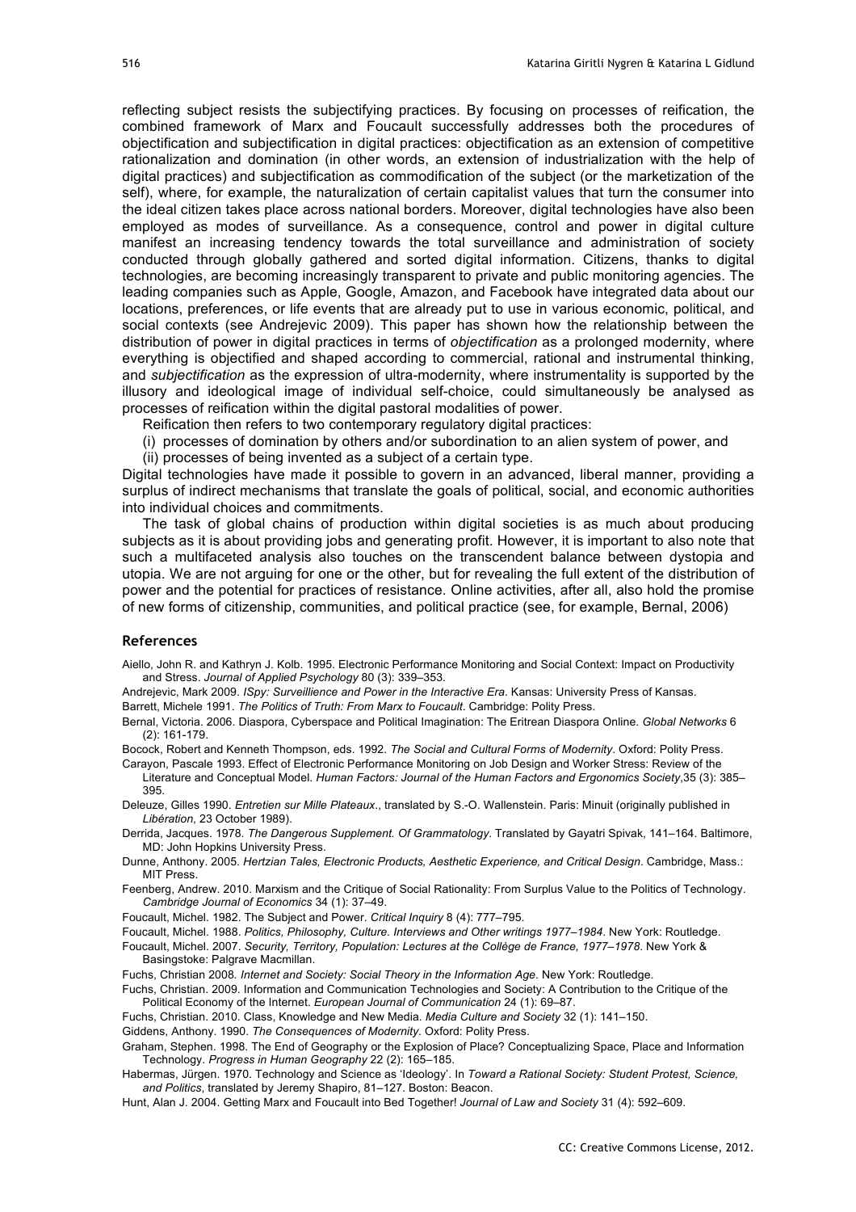reflecting subject resists the subjectifying practices. By focusing on processes of reification, the combined framework of Marx and Foucault successfully addresses both the procedures of objectification and subjectification in digital practices: objectification as an extension of competitive rationalization and domination (in other words, an extension of industrialization with the help of digital practices) and subjectification as commodification of the subject (or the marketization of the self), where, for example, the naturalization of certain capitalist values that turn the consumer into the ideal citizen takes place across national borders. Moreover, digital technologies have also been employed as modes of surveillance. As a consequence, control and power in digital culture manifest an increasing tendency towards the total surveillance and administration of society conducted through globally gathered and sorted digital information. Citizens, thanks to digital technologies, are becoming increasingly transparent to private and public monitoring agencies. The leading companies such as Apple, Google, Amazon, and Facebook have integrated data about our locations, preferences, or life events that are already put to use in various economic, political, and social contexts (see Andrejevic 2009). This paper has shown how the relationship between the distribution of power in digital practices in terms of *objectification* as a prolonged modernity, where everything is objectified and shaped according to commercial, rational and instrumental thinking, and *subjectification* as the expression of ultra-modernity, where instrumentality is supported by the illusory and ideological image of individual self-choice, could simultaneously be analysed as processes of reification within the digital pastoral modalities of power.

Reification then refers to two contemporary regulatory digital practices:

(i) processes of domination by others and/or subordination to an alien system of power, and

(ii) processes of being invented as a subject of a certain type.

Digital technologies have made it possible to govern in an advanced, liberal manner, providing a surplus of indirect mechanisms that translate the goals of political, social, and economic authorities into individual choices and commitments.

The task of global chains of production within digital societies is as much about producing subjects as it is about providing jobs and generating profit. However, it is important to also note that such a multifaceted analysis also touches on the transcendent balance between dystopia and utopia. We are not arguing for one or the other, but for revealing the full extent of the distribution of power and the potential for practices of resistance. Online activities, after all, also hold the promise of new forms of citizenship, communities, and political practice (see, for example, Bernal, 2006)

## References

Aiello, John R. and Kathryn J. Kolb. 1995. Electronic Performance Monitoring and Social Context: Impact on Productivity and Stress. *Journal of Applied Psychology* 80 (3): 339–353.

Andrejevic, Mark 2009. *ISpy: Surveillience and Power in the Interactive Era*. Kansas: University Press of Kansas.

Barrett, Michele 1991. *The Politics of Truth: From Marx to Foucault*. Cambridge: Polity Press.

Bernal, Victoria. 2006. Diaspora, Cyberspace and Political Imagination: The Eritrean Diaspora Online. *Global Networks* 6 (2): 161-179.

Bocock, Robert and Kenneth Thompson, eds. 1992. *The Social and Cultural Forms of Modernity*. Oxford: Polity Press.

Carayon, Pascale 1993. Effect of Electronic Performance Monitoring on Job Design and Worker Stress: Review of the Literature and Conceptual Model. *Human Factors: Journal of the Human Factors and Ergonomics Society*,35 (3): 385–395.

Deleuze, Gilles 1990. *Entretien sur Mille Plateaux*., translated by S.-O. Wallenstein. Paris: Minuit (originally published in *Libération*, 23 October 1989).

Derrida, Jacques. 1978. *The Dangerous Supplement. Of Grammatology*. Translated by Gayatri Spivak, 141–164. Baltimore, MD: John Hopkins University Press.

Dunne, Anthony. 2005. *Hertzian Tales, Electronic Products, Aesthetic Experience, and Critical Design*. Cambridge, Mass.: MIT Press.

Feenberg, Andrew. 2010. Marxism and the Critique of Social Rationality: From Surplus Value to the Politics of Technology. *Cambridge Journal of Economics* 34 (1): 37–49.

Foucault, Michel. 1982. The Subject and Power. *Critical Inquiry* 8 (4): 777–795.

Foucault, Michel. 1988. *Politics, Philosophy, Culture. Interviews and Other writings 1977–1984*. New York: Routledge.

Foucault, Michel. 2007. *Security, Territory, Population: Lectures at the Collège de France, 1977–1978*. New York & Basingstoke: Palgrave Macmillan.

Fuchs, Christian 2008. *Internet and Society: Social Theory in the Information Age*. New York: Routledge.

Fuchs, Christian. 2009. Information and Communication Technologies and Society: A Contribution to the Critique of the Political Economy of the Internet. *European Journal of Communication* 24 (1): 69–87.

Fuchs, Christian. 2010. Class, Knowledge and New Media. *Media Culture and Society* 32 (1): 141–150.

Giddens, Anthony. 1990. *The Consequences of Modernity*. Oxford: Polity Press.

Graham, Stephen. 1998. The End of Geography or the Explosion of Place? Conceptualizing Space, Place and Information Technology. *Progress in Human Geography* 22 (2): 165–185.

Habermas, Jürgen. 1970. Technology and Science as 'Ideology'. In *Toward a Rational Society: Student Protest, Science, and Politics*, translated by Jeremy Shapiro, 81–127. Boston: Beacon.

Hunt, Alan J. 2004. Getting Marx and Foucault into Bed Together! *Journal of Law and Society* 31 (4): 592–609.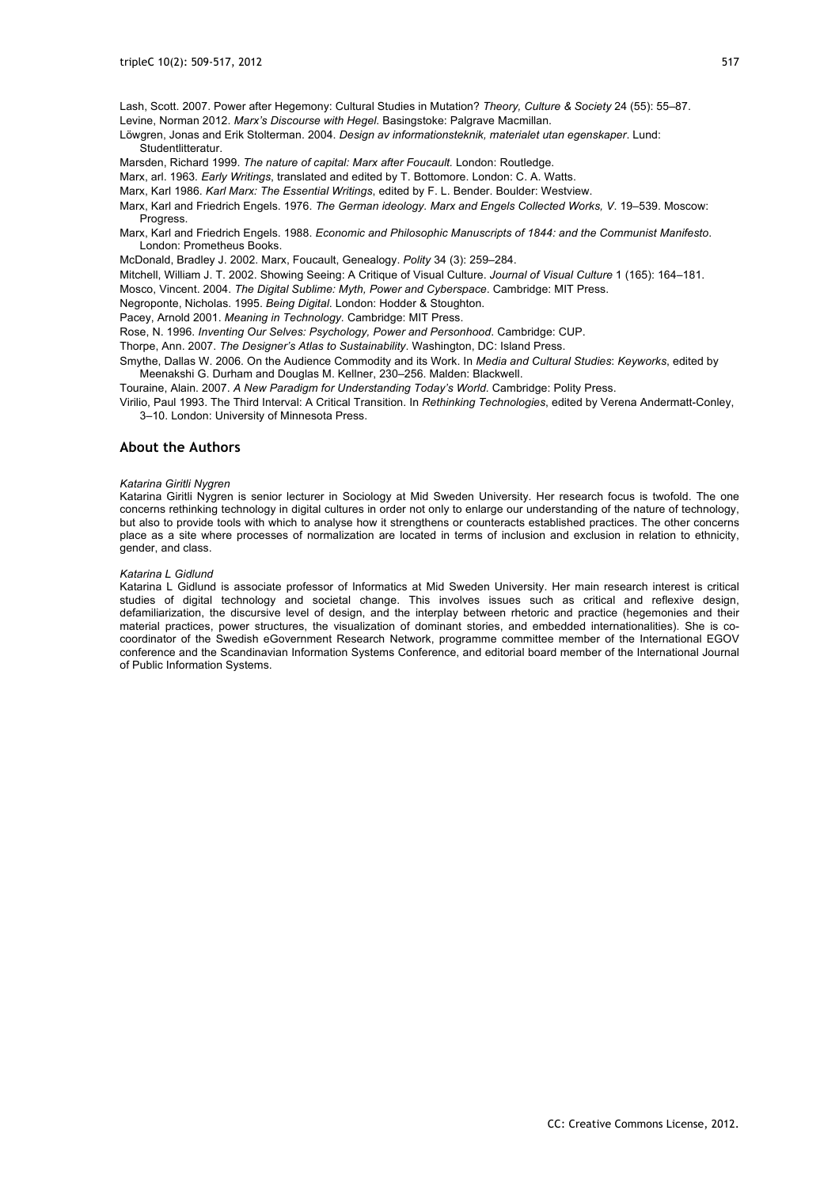Lash, Scott. 2007. Power after Hegemony: Cultural Studies in Mutation? *Theory, Culture & Society* 24 (55): 55–87.

Levine, Norman 2012. *Marx's Discourse with Hegel*. Basingstoke: Palgrave Macmillan.

Löwgren, Jonas and Erik Stolterman. 2004. *Design av informationsteknik, materialet utan egenskaper*. Lund: Studentlitteratur.

Marsden, Richard 1999. *The nature of capital: Marx after Foucault.* London: Routledge.

Marx, arl. 1963. *Early Writings*, translated and edited by T. Bottomore. London: C. A. Watts.

Marx, Karl 1986. *Karl Marx: The Essential Writings*, edited by F. L. Bender. Boulder: Westview.

Marx, Karl and Friedrich Engels. 1976. *The German ideology. Marx and Engels Collected Works, V*. 19–539. Moscow: Progress.

Marx, Karl and Friedrich Engels. 1988. *Economic and Philosophic Manuscripts of 1844: and the Communist Manifesto*. London: Prometheus Books.

McDonald, Bradley J. 2002. Marx, Foucault, Genealogy. *Polity* 34 (3): 259–284.

Mitchell, William J. T. 2002. Showing Seeing: A Critique of Visual Culture. *Journal of Visual Culture* 1 (165): 164–181.

Mosco, Vincent. 2004. *The Digital Sublime: Myth, Power and Cyberspace*. Cambridge: MIT Press.

Negroponte, Nicholas. 1995. *Being Digital*. London: Hodder & Stoughton.

Pacey, Arnold 2001. *Meaning in Technology*. Cambridge: MIT Press.

Rose, N. 1996. *Inventing Our Selves: Psychology, Power and Personhood*. Cambridge: CUP.

Thorpe, Ann. 2007. *The Designer's Atlas to Sustainability*. Washington, DC: Island Press.

Smythe, Dallas W. 2006. On the Audience Commodity and its Work. In *Media and Cultural Studies*: *Keyworks*, edited by Meenakshi G. Durham and Douglas M. Kellner, 230–256. Malden: Blackwell.

Touraine, Alain. 2007. *A New Paradigm for Understanding Today's World*. Cambridge: Polity Press.

Virilio, Paul 1993. The Third Interval: A Critical Transition. In *Rethinking Technologies*, edited by Verena Andermatt-Conley, 3–10. London: University of Minnesota Press.

## About the Authors

*Katarina Giritli Nygren*

Katarina Giritli Nygren is senior lecturer in Sociology at Mid Sweden University. Her research focus is twofold. The one concerns rethinking technology in digital cultures in order not only to enlarge our understanding of the nature of technology, but also to provide tools with which to analyse how it strengthens or counteracts established practices. The other concerns place as a site where processes of normalization are located in terms of inclusion and exclusion in relation to ethnicity, gender, and class.

*Katarina L Gidlund*

Katarina L Gidlund is associate professor of Informatics at Mid Sweden University. Her main research interest is critical studies of digital technology and societal change. This involves issues such as critical and reflexive design, defamiliarization, the discursive level of design, and the interplay between rhetoric and practice (hegemonies and their material practices, power structures, the visualization of dominant stories, and embedded internationalities). She is co-coordinator of the Swedish eGovernment Research Network, programme committee member of the International EGOV conference and the Scandinavian Information Systems Conference, and editorial board member of the International Journal of Public Information Systems.